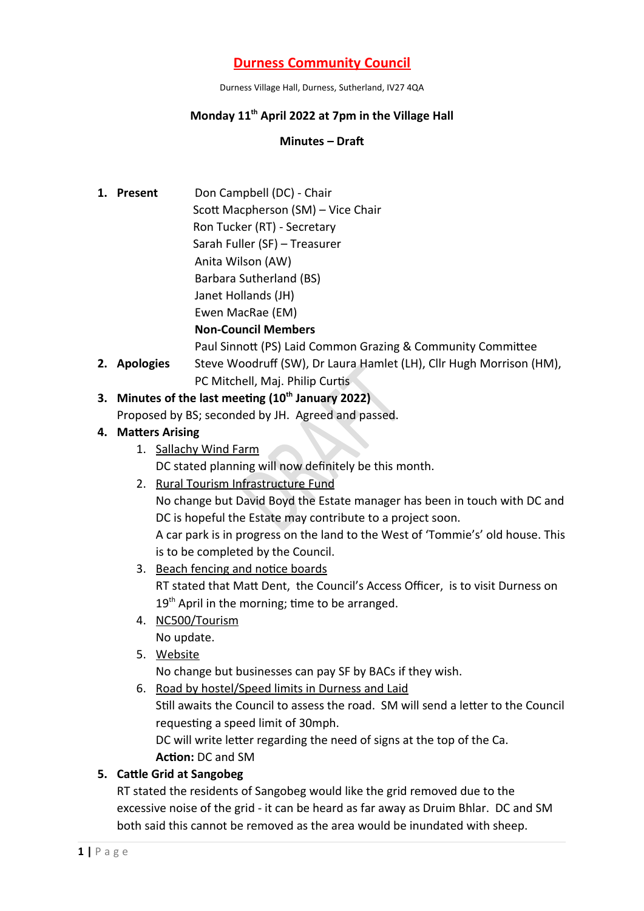# Durness Community Council

Durness Village Hall, Durness, Sutherland, IV27 4QA

**Monday 11th April 2022 at 7pm in the Village Hall**

**Minutes – Draft**

1. **Present**
   Don Campbell (DC) - Chair
   Scott Macpherson (SM) – Vice Chair
   Ron Tucker (RT) - Secretary
   Sarah Fuller (SF) – Treasurer
   Anita Wilson (AW)
   Barbara Sutherland (BS)
   Janet Hollands (JH)
   Ewen MacRae (EM)
   **Non-Council Members**
   Paul Sinnott (PS) Laid Common Grazing & Community Committee
2. **Apologies** Steve Woodruff (SW), Dr Laura Hamlet (LH), Cllr Hugh Morrison (HM), PC Mitchell, Maj. Philip Curtis
3. **Minutes of the last meeting (10th January 2022)**
   Proposed by BS; seconded by JH. Agreed and passed.
4. **Matters Arising**
   1. Sallachy Wind Farm
      DC stated planning will now definitely be this month.
   2. Rural Tourism Infrastructure Fund
      No change but David Boyd the Estate manager has been in touch with DC and DC is hopeful the Estate may contribute to a project soon.
      A car park is in progress on the land to the West of 'Tommie's' old house. This is to be completed by the Council.
   3. Beach fencing and notice boards
      RT stated that Matt Dent, the Council's Access Officer, is to visit Durness on 19th April in the morning; time to be arranged.
   4. NC500/Tourism
      No update.
   5. Website
      No change but businesses can pay SF by BACs if they wish.
   6. Road by hostel/Speed limits in Durness and Laid
      Still awaits the Council to assess the road. SM will send a letter to the Council requesting a speed limit of 30mph.
      DC will write letter regarding the need of signs at the top of the Ca.
      **Action:** DC and SM
5. **Cattle Grid at Sangobeg**
   RT stated the residents of Sangobeg would like the grid removed due to the excessive noise of the grid - it can be heard as far away as Druim Bhlar. DC and SM both said this cannot be removed as the area would be inundated with sheep.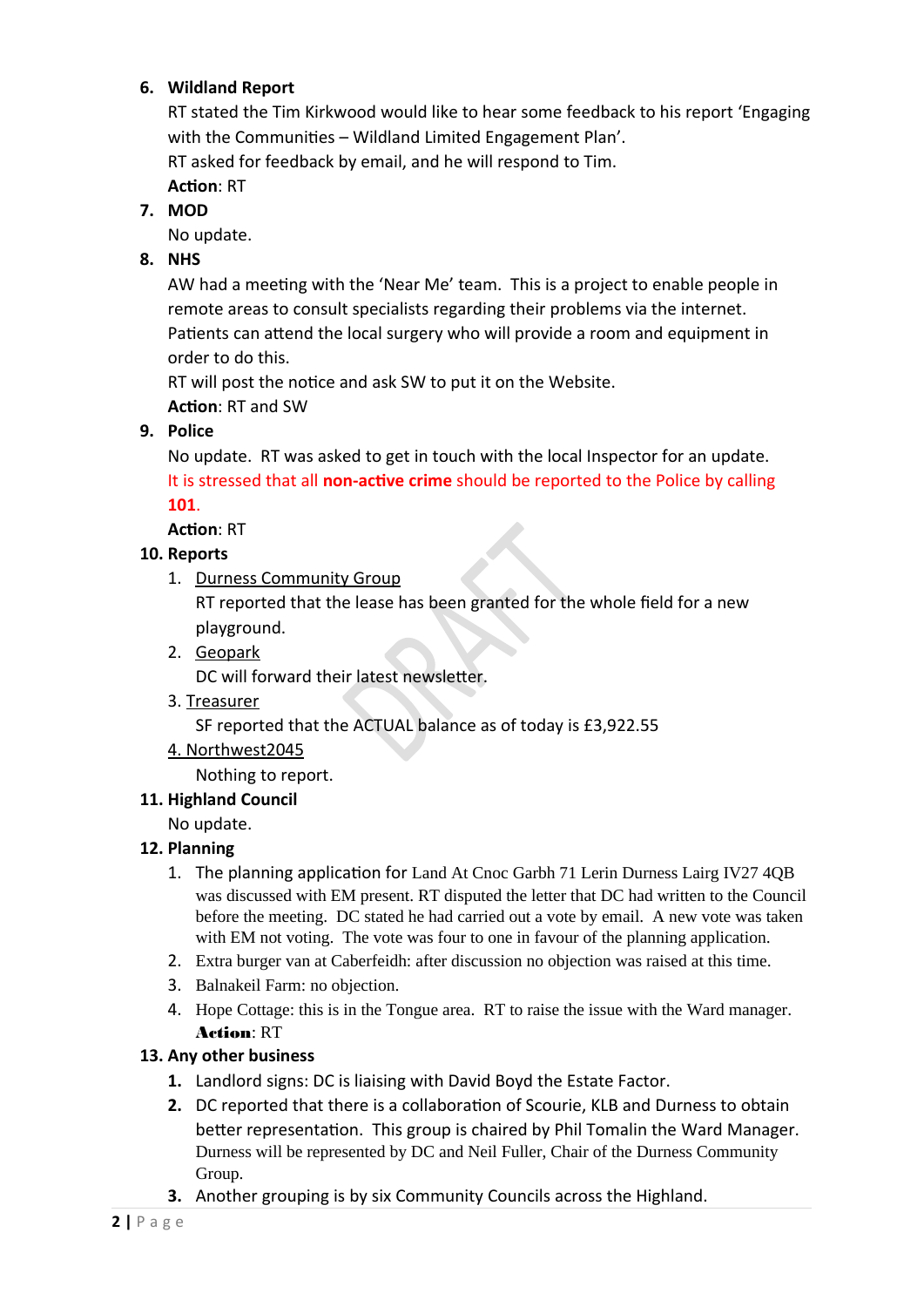6. **Wildland Report**

   RT stated the Tim Kirkwood would like to hear some feedback to his report 'Engaging with the Communities – Wildland Limited Engagement Plan'.

   RT asked for feedback by email, and he will respond to Tim.

   **Action**: RT

7. **MOD**

   No update.

8. **NHS**

   AW had a meeting with the 'Near Me' team. This is a project to enable people in remote areas to consult specialists regarding their problems via the internet. Patients can attend the local surgery who will provide a room and equipment in order to do this.

   RT will post the notice and ask SW to put it on the Website.

   **Action**: RT and SW

9. **Police**

   No update. RT was asked to get in touch with the local Inspector for an update. It is stressed that all **non-active crime** should be reported to the Police by calling **101**.

   **Action**: RT

10. **Reports**

    1. Durness Community Group

       RT reported that the lease has been granted for the whole field for a new playground.

    2. Geopark

       DC will forward their latest newsletter.

    3. Treasurer

       SF reported that the ACTUAL balance as of today is £3,922.55

    4. Northwest2045

       Nothing to report.

11. **Highland Council**

    No update.

12. **Planning**

    1. The planning application for Land At Cnoc Garbh 71 Lerin Durness Lairg IV27 4QB was discussed with EM present. RT disputed the letter that DC had written to the Council before the meeting. DC stated he had carried out a vote by email. A new vote was taken with EM not voting. The vote was four to one in favour of the planning application.
    2. Extra burger van at Caberfeidh: after discussion no objection was raised at this time.
    3. Balnakeil Farm: no objection.
    4. Hope Cottage: this is in the Tongue area. RT to raise the issue with the Ward manager.

       **Action**: RT

13. **Any other business**

    1. Landlord signs: DC is liaising with David Boyd the Estate Factor.
    2. DC reported that there is a collaboration of Scourie, KLB and Durness to obtain better representation. This group is chaired by Phil Tomalin the Ward Manager. Durness will be represented by DC and Neil Fuller, Chair of the Durness Community Group.
    3. Another grouping is by six Community Councils across the Highland.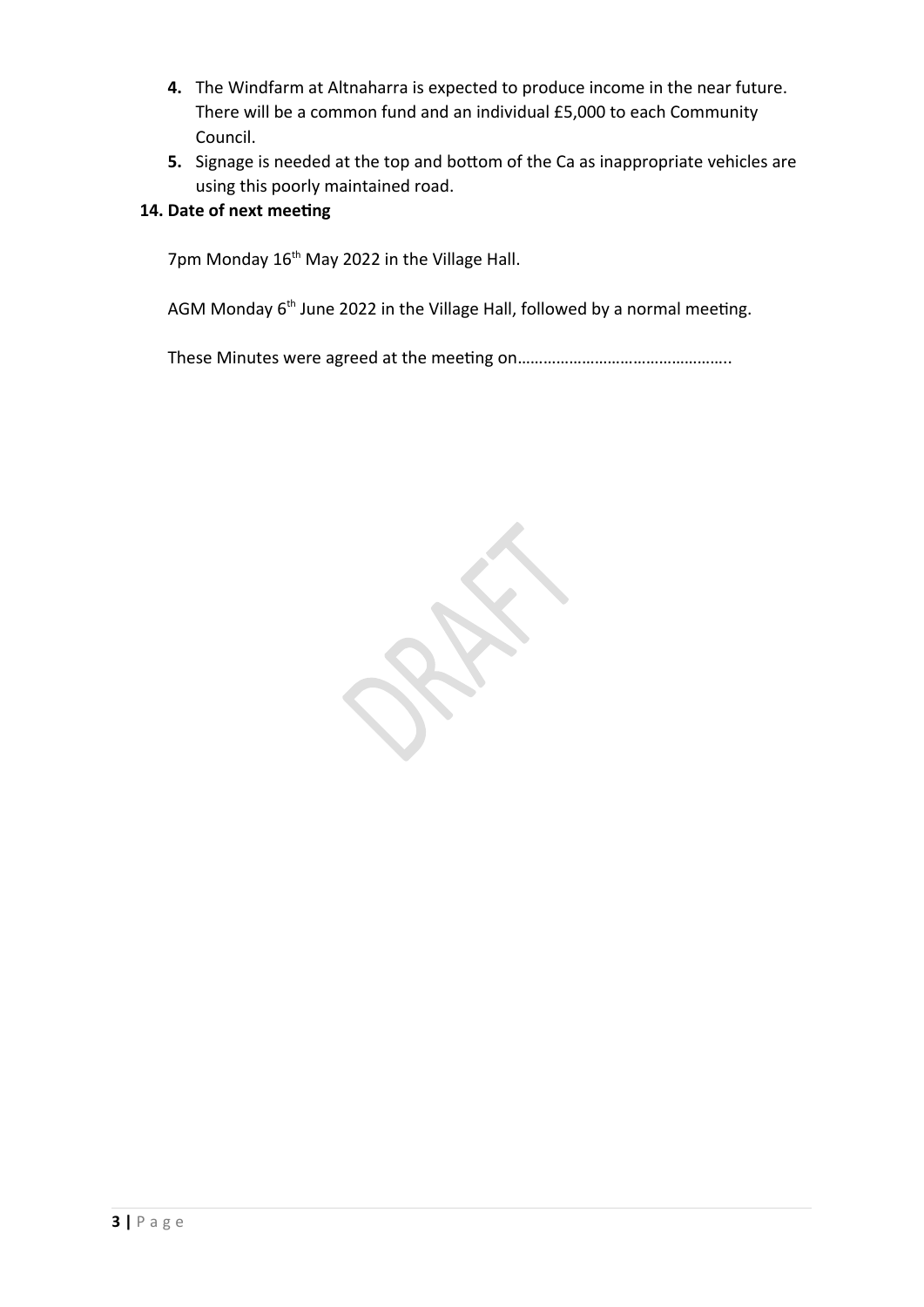4. The Windfarm at Altnaharra is expected to produce income in the near future. There will be a common fund and an individual £5,000 to each Community Council.
5. Signage is needed at the top and bottom of the Ca as inappropriate vehicles are using this poorly maintained road.

**14. Date of next meeting**

7pm Monday 16th May 2022 in the Village Hall.

AGM Monday 6th June 2022 in the Village Hall, followed by a normal meeting.

These Minutes were agreed at the meeting on…………………………………………..